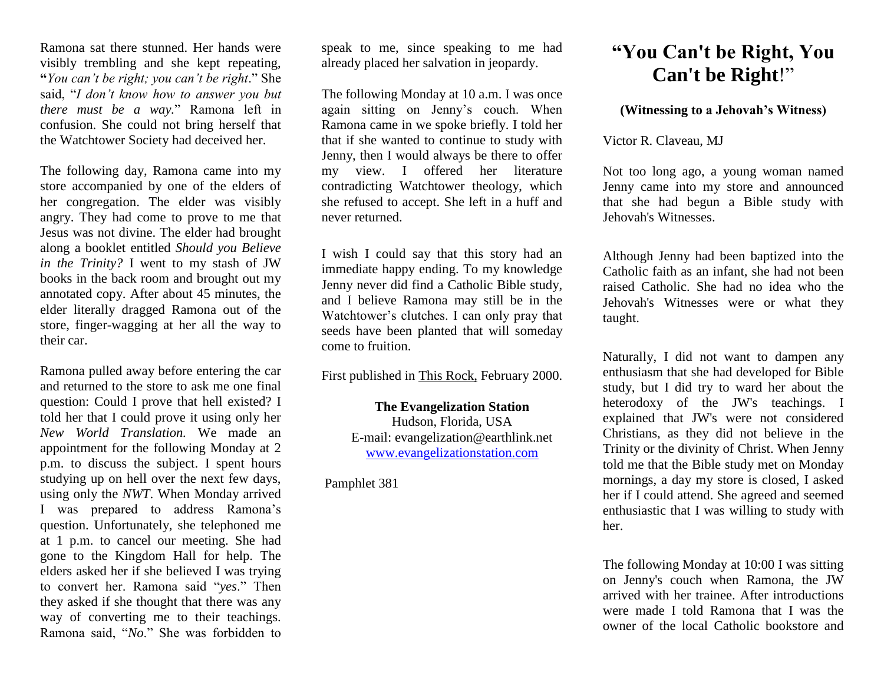Ramona sat there stunned. Her hands were visibly trembling and she kept repeating, "*You can't be right; you can't be right*." She said, "*I don't know how to answer you but there must be a way.*" Ramona left in confusion. She could not bring herself that the Watchtower Society had deceived her.

The following day, Ramona came into my store accompanied by one of the elders of her congregation. The elder was visibly angry. They had come to prove to me that Jesus was not divine. The elder had brought along a booklet entitled *Should you Believe in the Trinity?* I went to my stash of JW books in the back room and brought out my annotated copy. After about 45 minutes, the elder literally dragged Ramona out of the store, finger-wagging at her all the way to their car.

Ramona pulled away before entering the car and returned to the store to ask me one final question: Could I prove that hell existed? I told her that I could prove it using only her *New World Translation.* We made an appointment for the following Monday at 2 p.m. to discuss the subject. I spent hours studying up on hell over the next few days, using only the *NWT*. When Monday arrived I was prepared to address Ramona's question. Unfortunately, she telephoned me at 1 p.m. to cancel our meeting. She had gone to the Kingdom Hall for help. The elders asked her if she believed I was trying to convert her. Ramona said "*yes*." Then they asked if she thought that there was any way of converting me to their teachings. Ramona said, "*No.*" She was forbidden to speak to me, since speaking to me had already placed her salvation in jeopardy.

The following Monday at 10 a.m. I was once again sitting on Jenny's couch. When Ramona came in we spoke briefly. I told her that if she wanted to continue to study with Jenny, then I would always be there to offer my view. I offered her literature contradicting Watchtower theology, which she refused to accept. She left in a huff and never returned.

I wish I could say that this story had an immediate happy ending. To my knowledge Jenny never did find a Catholic Bible study, and I believe Ramona may still be in the Watchtower's clutches. I can only pray that seeds have been planted that will someday come to fruition.

First published in This Rock, February 2000.

**The Evangelization Station**
Hudson, Florida, USA
E-mail: evangelization@earthlink.net
www.evangelizationstation.com

Pamphlet 381

# "You Can't be Right, You Can't be Right!"

**(Witnessing to a Jehovah's Witness)**

Victor R. Claveau, MJ

Not too long ago, a young woman named Jenny came into my store and announced that she had begun a Bible study with Jehovah's Witnesses.

Although Jenny had been baptized into the Catholic faith as an infant, she had not been raised Catholic. She had no idea who the Jehovah's Witnesses were or what they taught.

Naturally, I did not want to dampen any enthusiasm that she had developed for Bible study, but I did try to ward her about the heterodoxy of the JW's teachings. I explained that JW's were not considered Christians, as they did not believe in the Trinity or the divinity of Christ. When Jenny told me that the Bible study met on Monday mornings, a day my store is closed, I asked her if I could attend. She agreed and seemed enthusiastic that I was willing to study with her.

The following Monday at 10:00 I was sitting on Jenny's couch when Ramona, the JW arrived with her trainee. After introductions were made I told Ramona that I was the owner of the local Catholic bookstore and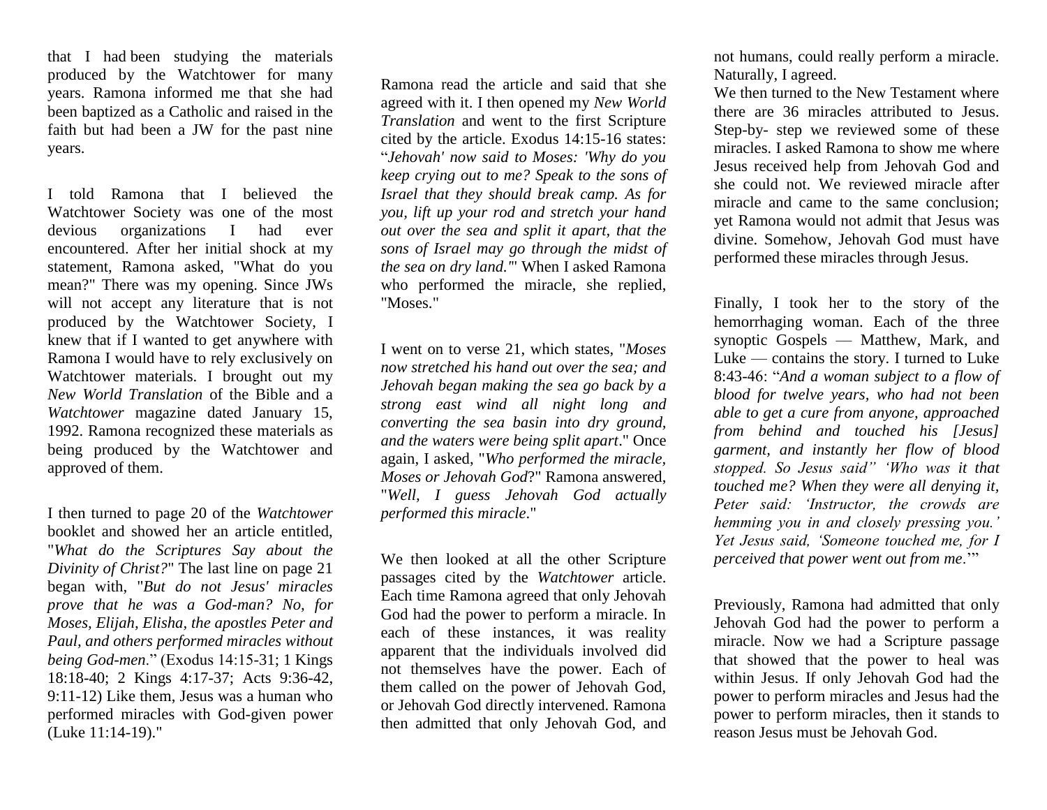that I had been studying the materials produced by the Watchtower for many years. Ramona informed me that she had been baptized as a Catholic and raised in the faith but had been a JW for the past nine years.

I told Ramona that I believed the Watchtower Society was one of the most devious organizations I had ever encountered. After her initial shock at my statement, Ramona asked, "What do you mean?" There was my opening. Since JWs will not accept any literature that is not produced by the Watchtower Society, I knew that if I wanted to get anywhere with Ramona I would have to rely exclusively on Watchtower materials. I brought out my *New World Translation* of the Bible and a *Watchtower* magazine dated January 15, 1992. Ramona recognized these materials as being produced by the Watchtower and approved of them.

I then turned to page 20 of the *Watchtower* booklet and showed her an article entitled, "*What do the Scriptures Say about the Divinity of Christ?*" The last line on page 21 began with, "*But do not Jesus' miracles prove that he was a God-man? No, for Moses, Elijah, Elisha, the apostles Peter and Paul, and others performed miracles without being God-men*." (Exodus 14:15-31; 1 Kings 18:18-40; 2 Kings 4:17-37; Acts 9:36-42, 9:11-12) Like them, Jesus was a human who performed miracles with God-given power (Luke 11:14-19)."

Ramona read the article and said that she agreed with it. I then opened my *New World Translation* and went to the first Scripture cited by the article. Exodus 14:15-16 states: "*Jehovah' now said to Moses: 'Why do you keep crying out to me? Speak to the sons of Israel that they should break camp. As for you, lift up your rod and stretch your hand out over the sea and split it apart, that the sons of Israel may go through the midst of the sea on dry land.'*" When I asked Ramona who performed the miracle, she replied, "Moses."

I went on to verse 21, which states, "*Moses now stretched his hand out over the sea; and Jehovah began making the sea go back by a strong east wind all night long and converting the sea basin into dry ground, and the waters were being split apart*." Once again, I asked, "*Who performed the miracle, Moses or Jehovah God*?" Ramona answered, "*Well, I guess Jehovah God actually performed this miracle*."

We then looked at all the other Scripture passages cited by the *Watchtower* article. Each time Ramona agreed that only Jehovah God had the power to perform a miracle. In each of these instances, it was reality apparent that the individuals involved did not themselves have the power. Each of them called on the power of Jehovah God, or Jehovah God directly intervened. Ramona then admitted that only Jehovah God, and not humans, could really perform a miracle. Naturally, I agreed.

We then turned to the New Testament where there are 36 miracles attributed to Jesus. Step-by- step we reviewed some of these miracles. I asked Ramona to show me where Jesus received help from Jehovah God and she could not. We reviewed miracle after miracle and came to the same conclusion; yet Ramona would not admit that Jesus was divine. Somehow, Jehovah God must have performed these miracles through Jesus.

Finally, I took her to the story of the hemorrhaging woman. Each of the three synoptic Gospels — Matthew, Mark, and Luke — contains the story. I turned to Luke 8:43-46: "*And a woman subject to a flow of blood for twelve years, who had not been able to get a cure from anyone, approached from behind and touched his [Jesus] garment, and instantly her flow of blood stopped. So Jesus said" 'Who was it that touched me? When they were all denying it, Peter said: 'Instructor, the crowds are hemming you in and closely pressing you.' Yet Jesus said, 'Someone touched me, for I perceived that power went out from me*.'"

Previously, Ramona had admitted that only Jehovah God had the power to perform a miracle. Now we had a Scripture passage that showed that the power to heal was within Jesus. If only Jehovah God had the power to perform miracles and Jesus had the power to perform miracles, then it stands to reason Jesus must be Jehovah God.